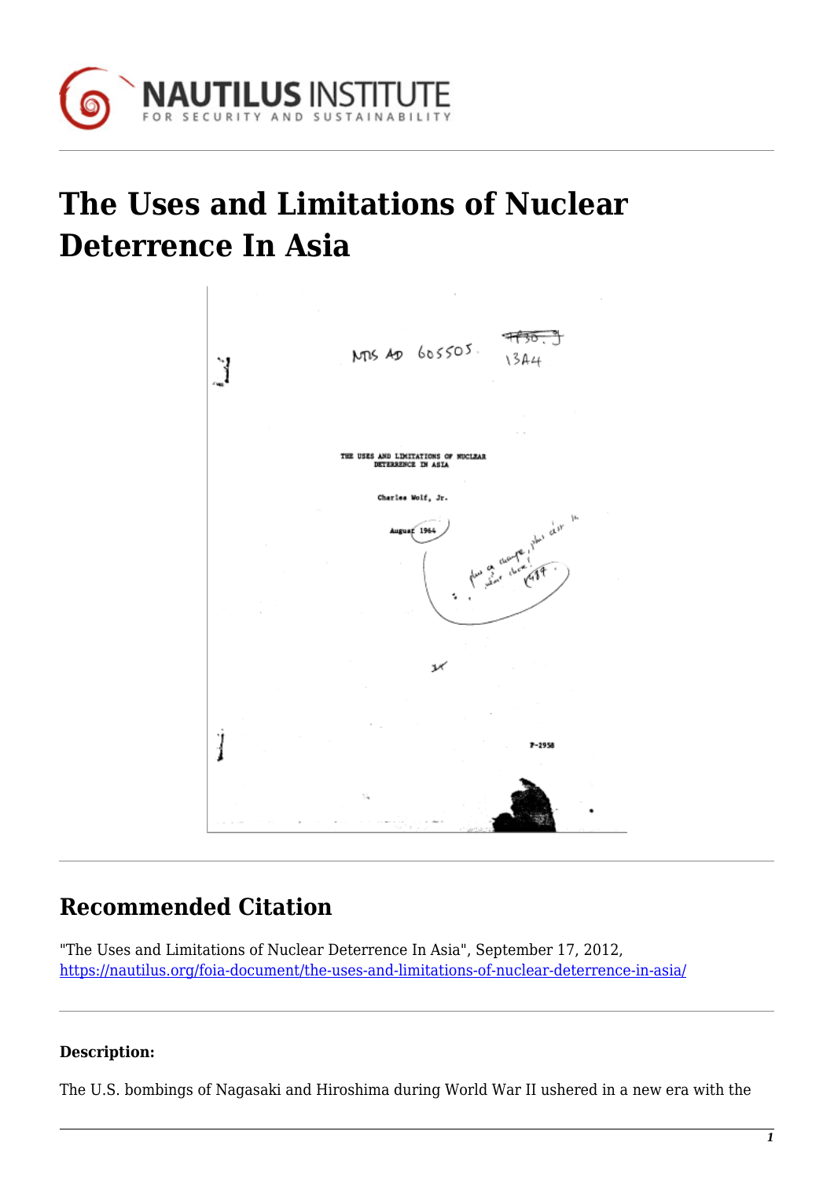# The Uses and Limitations of Nuclear Deterrence In Asia

NTIS AD 605505

THE USES AND LIMITATIONS OF NUCLEAR DETERRENCE IN ASIA

Charles Wolf, Jr.

August 1964

P-2958

## Recommended Citation

"The Uses and Limitations of Nuclear Deterrence In Asia", September 17, 2012, https://nautilus.org/foia-document/the-uses-and-limitations-of-nuclear-deterrence-in-asia/

**Description:**

The U.S. bombings of Nagasaki and Hiroshima during World War II ushered in a new era with the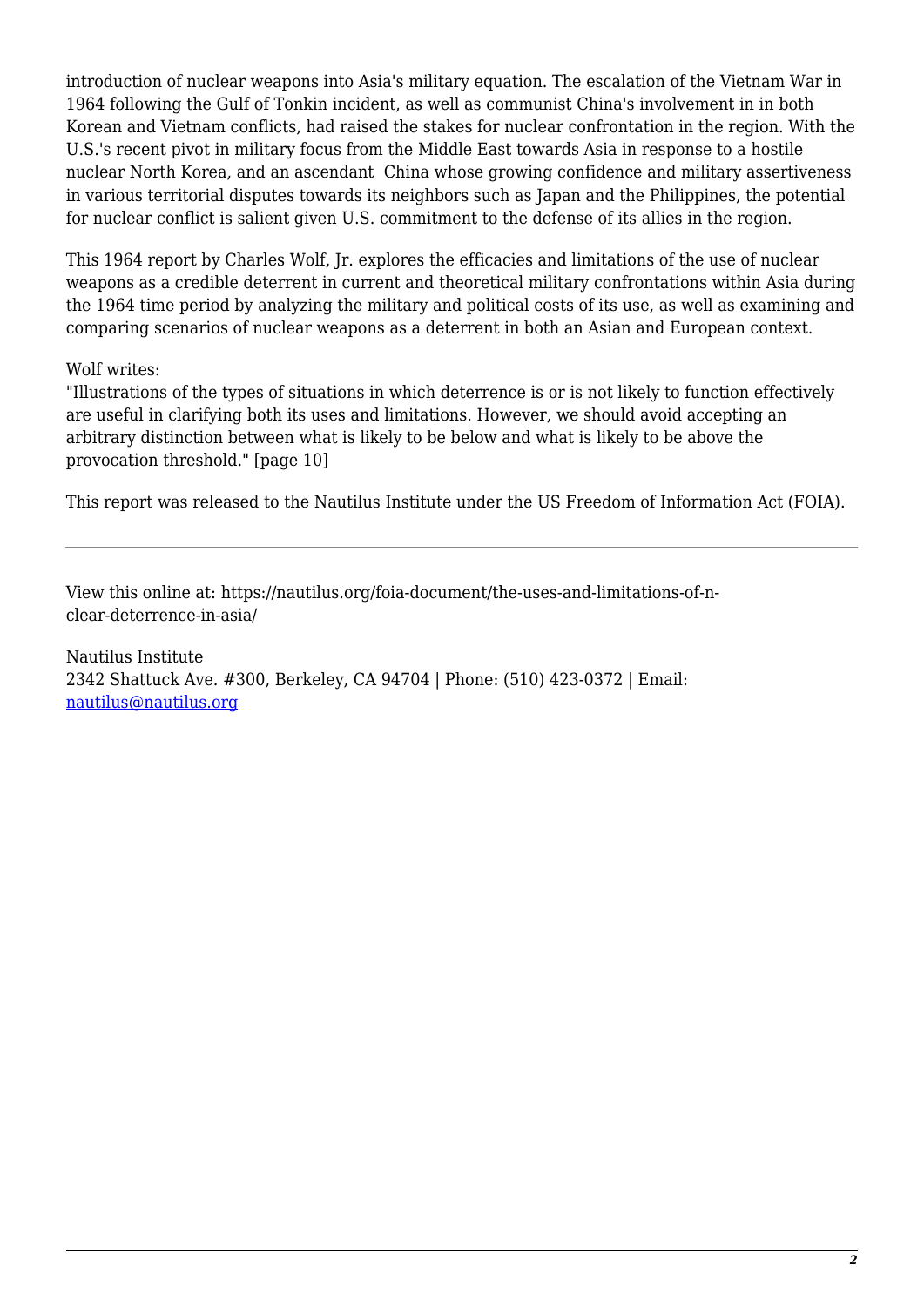introduction of nuclear weapons into Asia's military equation. The escalation of the Vietnam War in 1964 following the Gulf of Tonkin incident, as well as communist China's involvement in in both Korean and Vietnam conflicts, had raised the stakes for nuclear confrontation in the region. With the U.S.'s recent pivot in military focus from the Middle East towards Asia in response to a hostile nuclear North Korea, and an ascendant China whose growing confidence and military assertiveness in various territorial disputes towards its neighbors such as Japan and the Philippines, the potential for nuclear conflict is salient given U.S. commitment to the defense of its allies in the region.

This 1964 report by Charles Wolf, Jr. explores the efficacies and limitations of the use of nuclear weapons as a credible deterrent in current and theoretical military confrontations within Asia during the 1964 time period by analyzing the military and political costs of its use, as well as examining and comparing scenarios of nuclear weapons as a deterrent in both an Asian and European context.

Wolf writes:
"Illustrations of the types of situations in which deterrence is or is not likely to function effectively are useful in clarifying both its uses and limitations. However, we should avoid accepting an arbitrary distinction between what is likely to be below and what is likely to be above the provocation threshold." [page 10]

This report was released to the Nautilus Institute under the US Freedom of Information Act (FOIA).

---

View this online at: https://nautilus.org/foia-document/the-uses-and-limitations-of-n-clear-deterrence-in-asia/

Nautilus Institute
2342 Shattuck Ave. #300, Berkeley, CA 94704 | Phone: (510) 423-0372 | Email: nautilus@nautilus.org